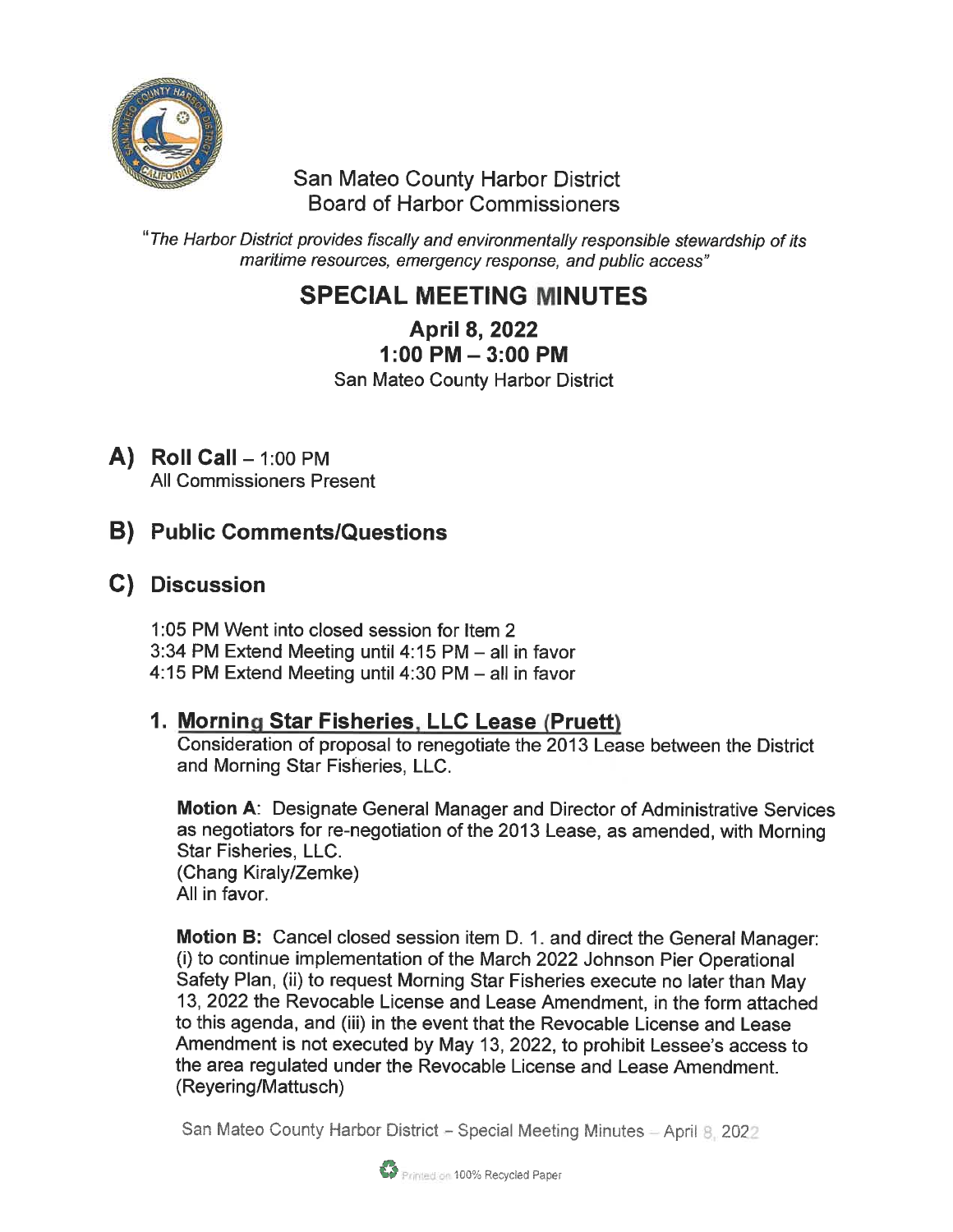San Mateo County Harbor District
Board of Harbor Commissioners

*"The Harbor District provides fiscally and environmentally responsible stewardship of its maritime resources, emergency response, and public access"*

# SPECIAL MEETING MINUTES

## April 8, 2022
## 1:00 PM – 3:00 PM

San Mateo County Harbor District

## A) Roll Call – 1:00 PM

All Commissioners Present

## B) Public Comments/Questions

## C) Discussion

1:05 PM Went into closed session for Item 2
3:34 PM Extend Meeting until 4:15 PM – all in favor
4:15 PM Extend Meeting until 4:30 PM – all in favor

### 1. Morning Star Fisheries, LLC Lease (Pruett)

Consideration of proposal to renegotiate the 2013 Lease between the District and Morning Star Fisheries, LLC.

**Motion A**: Designate General Manager and Director of Administrative Services as negotiators for re-negotiation of the 2013 Lease, as amended, with Morning Star Fisheries, LLC.
(Chang Kiraly/Zemke)
All in favor.

**Motion B:** Cancel closed session item D. 1. and direct the General Manager: (i) to continue implementation of the March 2022 Johnson Pier Operational Safety Plan, (ii) to request Morning Star Fisheries execute no later than May 13, 2022 the Revocable License and Lease Amendment, in the form attached to this agenda, and (iii) in the event that the Revocable License and Lease Amendment is not executed by May 13, 2022, to prohibit Lessee's access to the area regulated under the Revocable License and Lease Amendment.
(Reyering/Mattusch)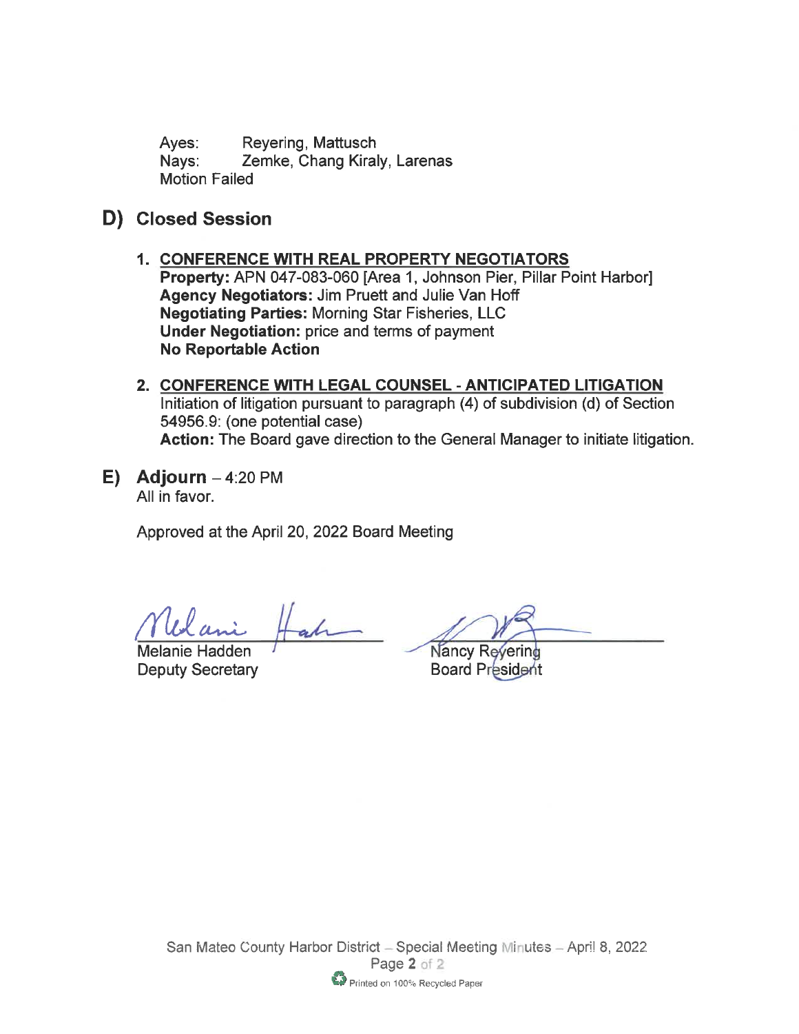Ayes: Reyering, Mattusch
Nays: Zemke, Chang Kiraly, Larenas
Motion Failed

## D) Closed Session

1. **CONFERENCE WITH REAL PROPERTY NEGOTIATORS**
   **Property:** APN 047-083-060 [Area 1, Johnson Pier, Pillar Point Harbor]
   **Agency Negotiators:** Jim Pruett and Julie Van Hoff
   **Negotiating Parties:** Morning Star Fisheries, LLC
   **Under Negotiation:** price and terms of payment
   **No Reportable Action**

2. **CONFERENCE WITH LEGAL COUNSEL - ANTICIPATED LITIGATION**
   Initiation of litigation pursuant to paragraph (4) of subdivision (d) of Section 54956.9: (one potential case)
   **Action:** The Board gave direction to the General Manager to initiate litigation.

## E) Adjourn – 4:20 PM

All in favor.

Approved at the April 20, 2022 Board Meeting

Melanie Hadden
Deputy Secretary

Nancy Reyering
Board President